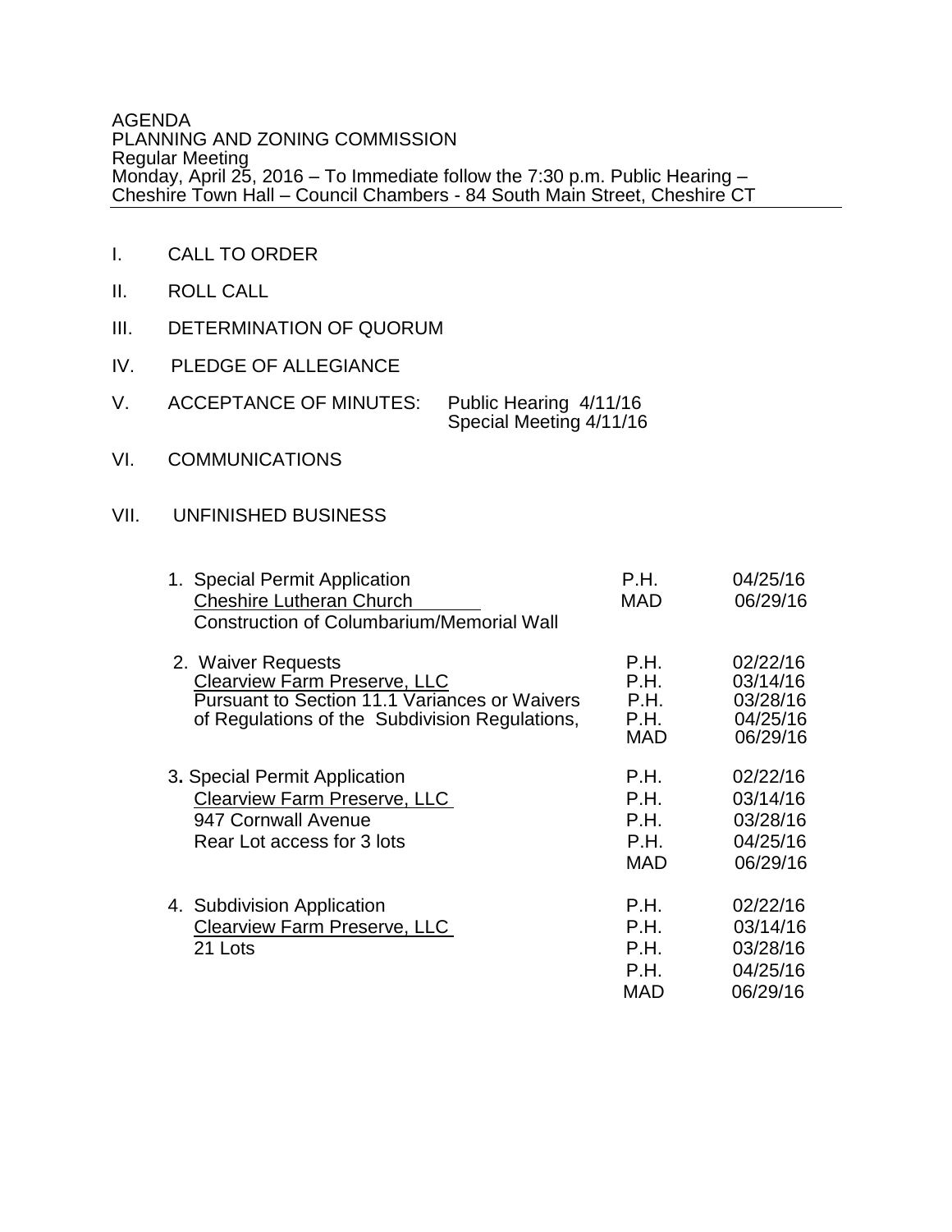AGENDA
PLANNING AND ZONING COMMISSION
Regular Meeting
Monday, April 25, 2016 – To Immediate follow the 7:30 p.m. Public Hearing –
Cheshire Town Hall – Council Chambers - 84 South Main Street, Cheshire CT

I. CALL TO ORDER

II. ROLL CALL

III. DETERMINATION OF QUORUM

IV. PLEDGE OF ALLEGIANCE

V. ACCEPTANCE OF MINUTES: Public Hearing 4/11/16
Special Meeting 4/11/16

VI. COMMUNICATIONS

VII. UNFINISHED BUSINESS

| Item | | |
|---|---|---|
| 1. Special Permit Application<br>Cheshire Lutheran Church<br>Construction of Columbarium/Memorial Wall | P.H.<br>MAD | 04/25/16<br>06/29/16 |
| 2. Waiver Requests<br>Clearview Farm Preserve, LLC<br>Pursuant to Section 11.1 Variances or Waivers of Regulations of the Subdivision Regulations, | P.H.<br>P.H.<br>P.H.<br>P.H.<br>MAD | 02/22/16<br>03/14/16<br>03/28/16<br>04/25/16<br>06/29/16 |
| 3. Special Permit Application<br>Clearview Farm Preserve, LLC<br>947 Cornwall Avenue<br>Rear Lot access for 3 lots | P.H.<br>P.H.<br>P.H.<br>P.H.<br>MAD | 02/22/16<br>03/14/16<br>03/28/16<br>04/25/16<br>06/29/16 |
| 4. Subdivision Application<br>Clearview Farm Preserve, LLC<br>21 Lots | P.H.<br>P.H.<br>P.H.<br>P.H.<br>MAD | 02/22/16<br>03/14/16<br>03/28/16<br>04/25/16<br>06/29/16 |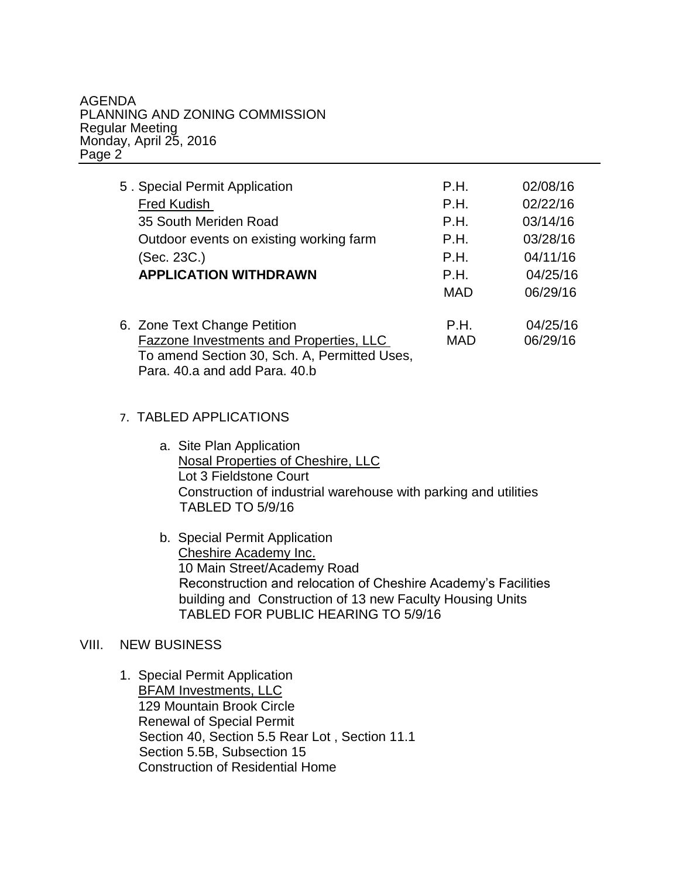5 . Special Permit Application
Fred Kudish
35 South Meriden Road
Outdoor events on existing working farm
(Sec. 23C.)
**APPLICATION WITHDRAWN**

| | |
|---|---|
| P.H. | 02/08/16 |
| P.H. | 02/22/16 |
| P.H. | 03/14/16 |
| P.H. | 03/28/16 |
| P.H. | 04/11/16 |
| P.H. | 04/25/16 |
| MAD | 06/29/16 |

6. Zone Text Change Petition
Fazzone Investments and Properties, LLC
To amend Section 30, Sch. A, Permitted Uses,
Para. 40.a and add Para. 40.b

| | |
|---|---|
| P.H. | 04/25/16 |
| MAD | 06/29/16 |

7. TABLED APPLICATIONS

a. Site Plan Application
Nosal Properties of Cheshire, LLC
Lot 3 Fieldstone Court
Construction of industrial warehouse with parking and utilities
TABLED TO 5/9/16

b. Special Permit Application
Cheshire Academy Inc.
10 Main Street/Academy Road
Reconstruction and relocation of Cheshire Academy's Facilities building and Construction of 13 new Faculty Housing Units
TABLED FOR PUBLIC HEARING TO 5/9/16

VIII. NEW BUSINESS

1. Special Permit Application
BFAM Investments, LLC
129 Mountain Brook Circle
Renewal of Special Permit
Section 40, Section 5.5 Rear Lot , Section 11.1
Section 5.5B, Subsection 15
Construction of Residential Home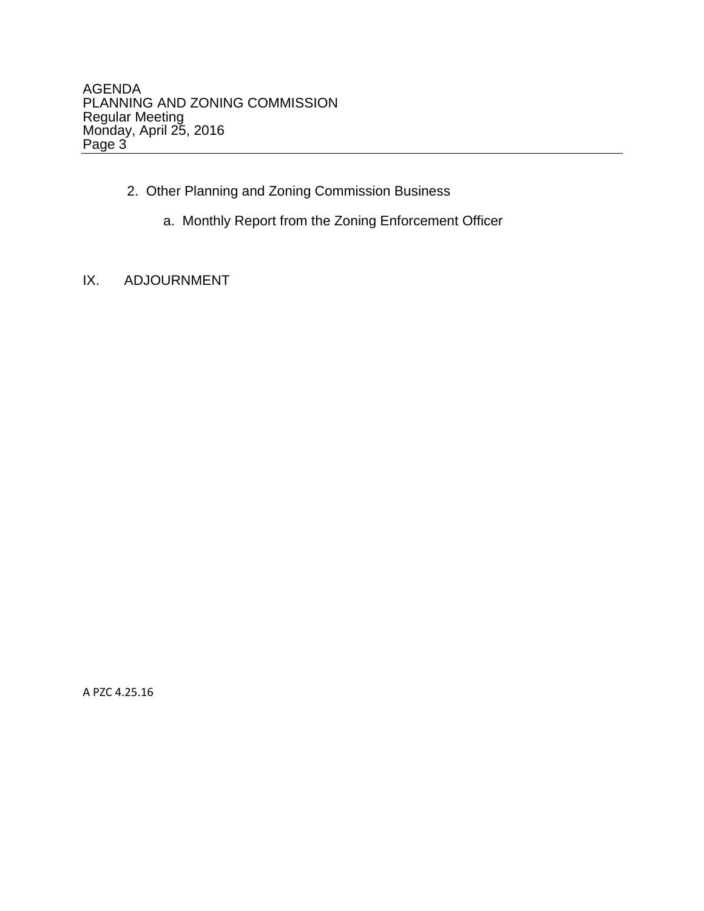2. Other Planning and Zoning Commission Business

   a. Monthly Report from the Zoning Enforcement Officer

IX. ADJOURNMENT

A PZC 4.25.16